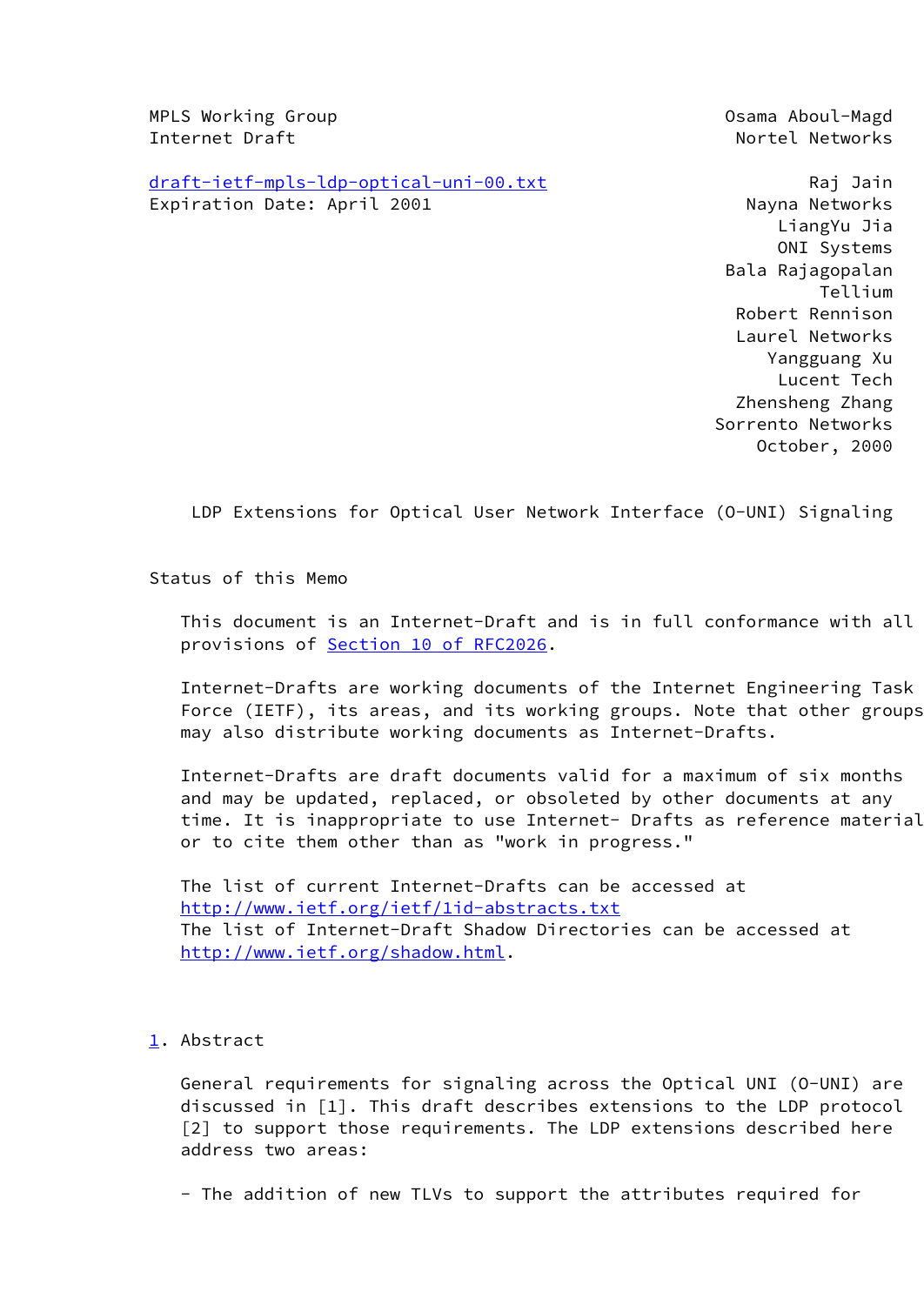MPLS Working Group
Internet Draft

draft-ietf-mpls-ldp-optical-uni-00.txt
Expiration Date: April 2001

Osama Aboul-Magd
Nortel Networks

Raj Jain
Nayna Networks

LiangYu Jia
ONI Systems

Bala Rajagopalan
Tellium

Robert Rennison
Laurel Networks

Yangguang Xu
Lucent Tech

Zhensheng Zhang
Sorrento Networks

October, 2000

# LDP Extensions for Optical User Network Interface (O-UNI) Signaling

## Status of this Memo

This document is an Internet-Draft and is in full conformance with all provisions of Section 10 of RFC2026.

Internet-Drafts are working documents of the Internet Engineering Task Force (IETF), its areas, and its working groups. Note that other groups may also distribute working documents as Internet-Drafts.

Internet-Drafts are draft documents valid for a maximum of six months and may be updated, replaced, or obsoleted by other documents at any time. It is inappropriate to use Internet- Drafts as reference material or to cite them other than as "work in progress."

The list of current Internet-Drafts can be accessed at http://www.ietf.org/ietf/1id-abstracts.txt
The list of Internet-Draft Shadow Directories can be accessed at http://www.ietf.org/shadow.html.

## 1. Abstract

General requirements for signaling across the Optical UNI (O-UNI) are discussed in [1]. This draft describes extensions to the LDP protocol [2] to support those requirements. The LDP extensions described here address two areas:

- The addition of new TLVs to support the attributes required for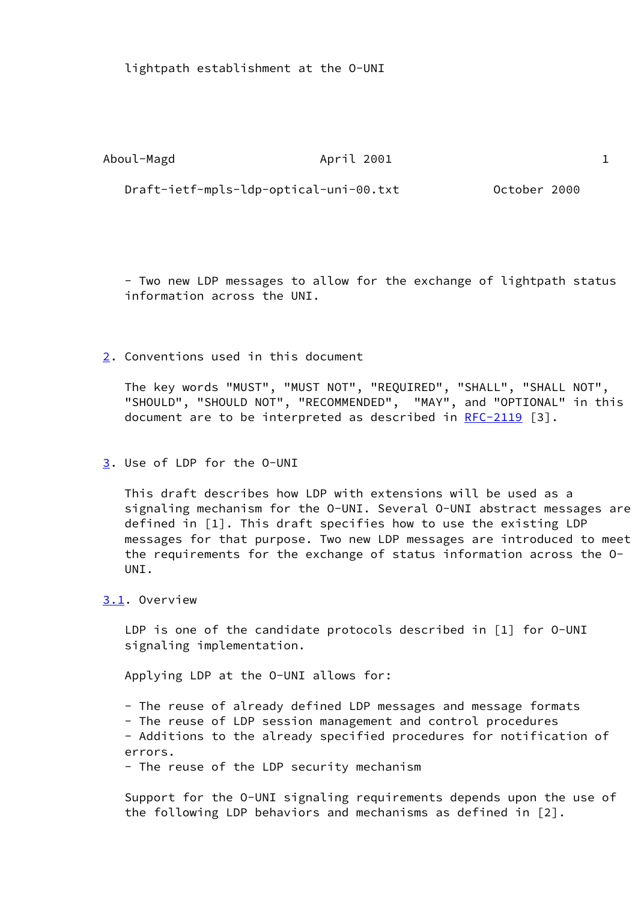lightpath establishment at the O-UNI

- Two new LDP messages to allow for the exchange of lightpath status information across the UNI.

## 2. Conventions used in this document

The key words "MUST", "MUST NOT", "REQUIRED", "SHALL", "SHALL NOT", "SHOULD", "SHOULD NOT", "RECOMMENDED", "MAY", and "OPTIONAL" in this document are to be interpreted as described in RFC-2119 [3].

## 3. Use of LDP for the O-UNI

This draft describes how LDP with extensions will be used as a signaling mechanism for the O-UNI. Several O-UNI abstract messages are defined in [1]. This draft specifies how to use the existing LDP messages for that purpose. Two new LDP messages are introduced to meet the requirements for the exchange of status information across the O-UNI.

### 3.1. Overview

LDP is one of the candidate protocols described in [1] for O-UNI signaling implementation.

Applying LDP at the O-UNI allows for:

- The reuse of already defined LDP messages and message formats
- The reuse of LDP session management and control procedures
- Additions to the already specified procedures for notification of errors.
- The reuse of the LDP security mechanism

Support for the O-UNI signaling requirements depends upon the use of the following LDP behaviors and mechanisms as defined in [2].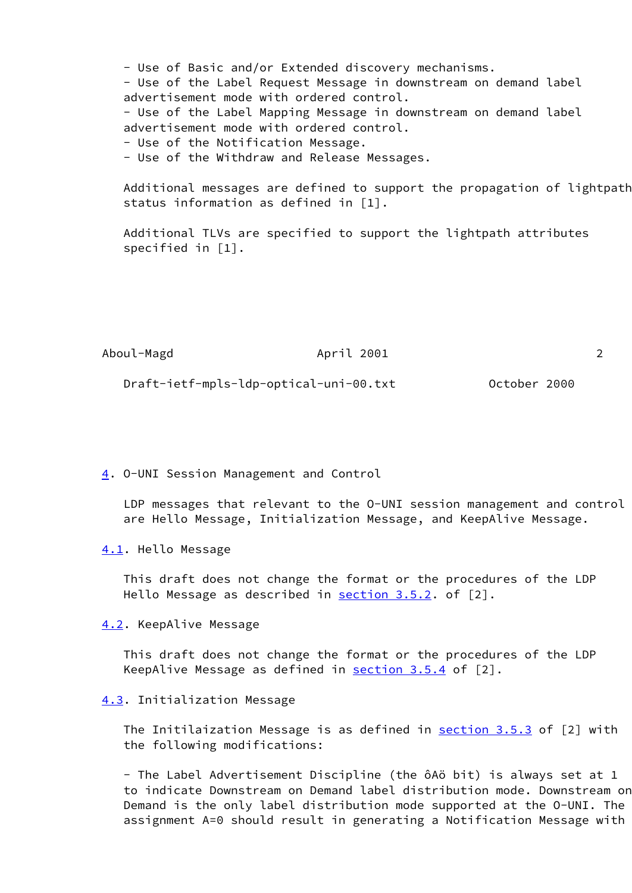- Use of Basic and/or Extended discovery mechanisms.
- Use of the Label Request Message in downstream on demand label advertisement mode with ordered control.
- Use of the Label Mapping Message in downstream on demand label advertisement mode with ordered control.
- Use of the Notification Message.
- Use of the Withdraw and Release Messages.

Additional messages are defined to support the propagation of lightpath status information as defined in [1].

Additional TLVs are specified to support the lightpath attributes specified in [1].

## 4. O-UNI Session Management and Control

LDP messages that relevant to the O-UNI session management and control are Hello Message, Initialization Message, and KeepAlive Message.

### 4.1. Hello Message

This draft does not change the format or the procedures of the LDP Hello Message as described in section 3.5.2. of [2].

### 4.2. KeepAlive Message

This draft does not change the format or the procedures of the LDP KeepAlive Message as defined in section 3.5.4 of [2].

### 4.3. Initialization Message

The Initilaization Message is as defined in section 3.5.3 of [2] with the following modifications:

- The Label Advertisement Discipline (the ôAö bit) is always set at 1 to indicate Downstream on Demand label distribution mode. Downstream on Demand is the only label distribution mode supported at the O-UNI. The assignment A=0 should result in generating a Notification Message with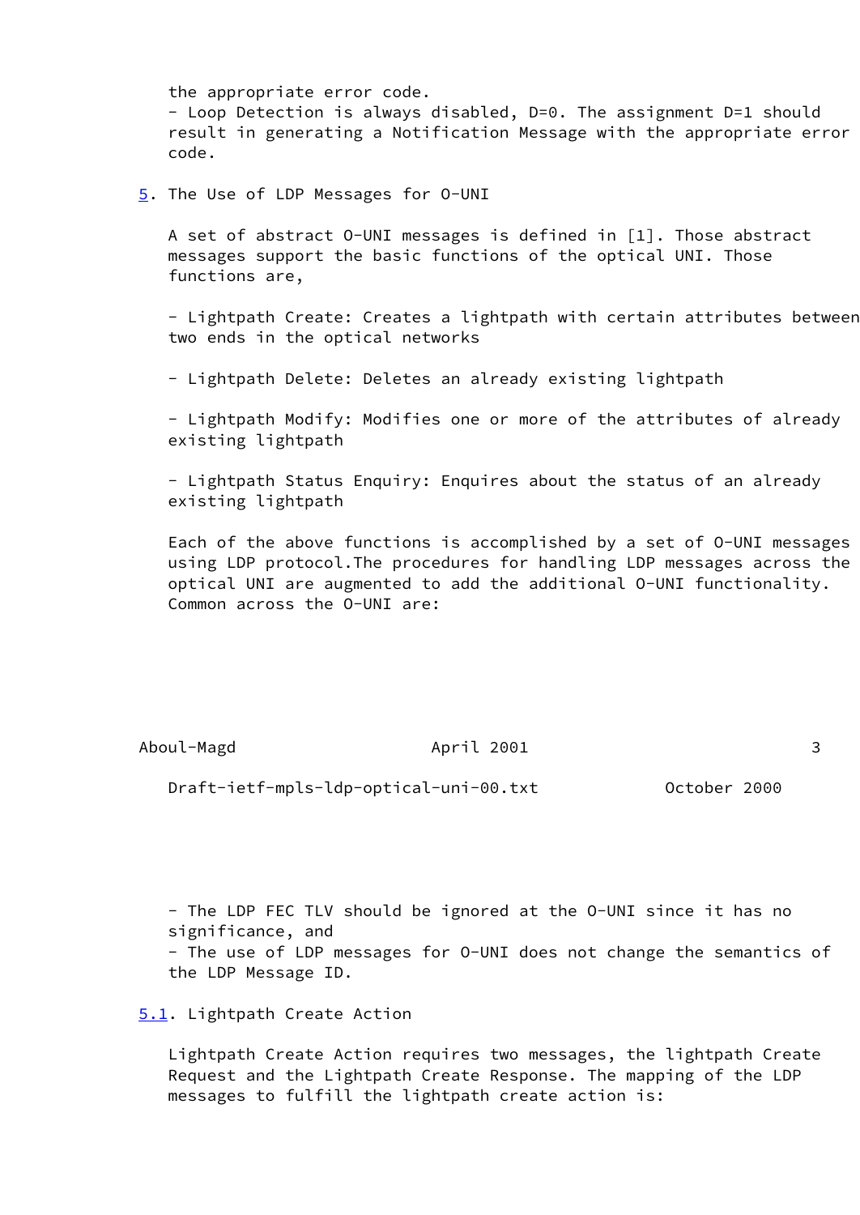the appropriate error code.
- Loop Detection is always disabled, D=0. The assignment D=1 should result in generating a Notification Message with the appropriate error code.

## 5. The Use of LDP Messages for O-UNI

A set of abstract O-UNI messages is defined in [1]. Those abstract messages support the basic functions of the optical UNI. Those functions are,

- Lightpath Create: Creates a lightpath with certain attributes between two ends in the optical networks

- Lightpath Delete: Deletes an already existing lightpath

- Lightpath Modify: Modifies one or more of the attributes of already existing lightpath

- Lightpath Status Enquiry: Enquires about the status of an already existing lightpath

Each of the above functions is accomplished by a set of O-UNI messages using LDP protocol.The procedures for handling LDP messages across the optical UNI are augmented to add the additional O-UNI functionality. Common across the O-UNI are:

- The LDP FEC TLV should be ignored at the O-UNI since it has no significance, and
- The use of LDP messages for O-UNI does not change the semantics of the LDP Message ID.

### 5.1. Lightpath Create Action

Lightpath Create Action requires two messages, the lightpath Create Request and the Lightpath Create Response. The mapping of the LDP messages to fulfill the lightpath create action is: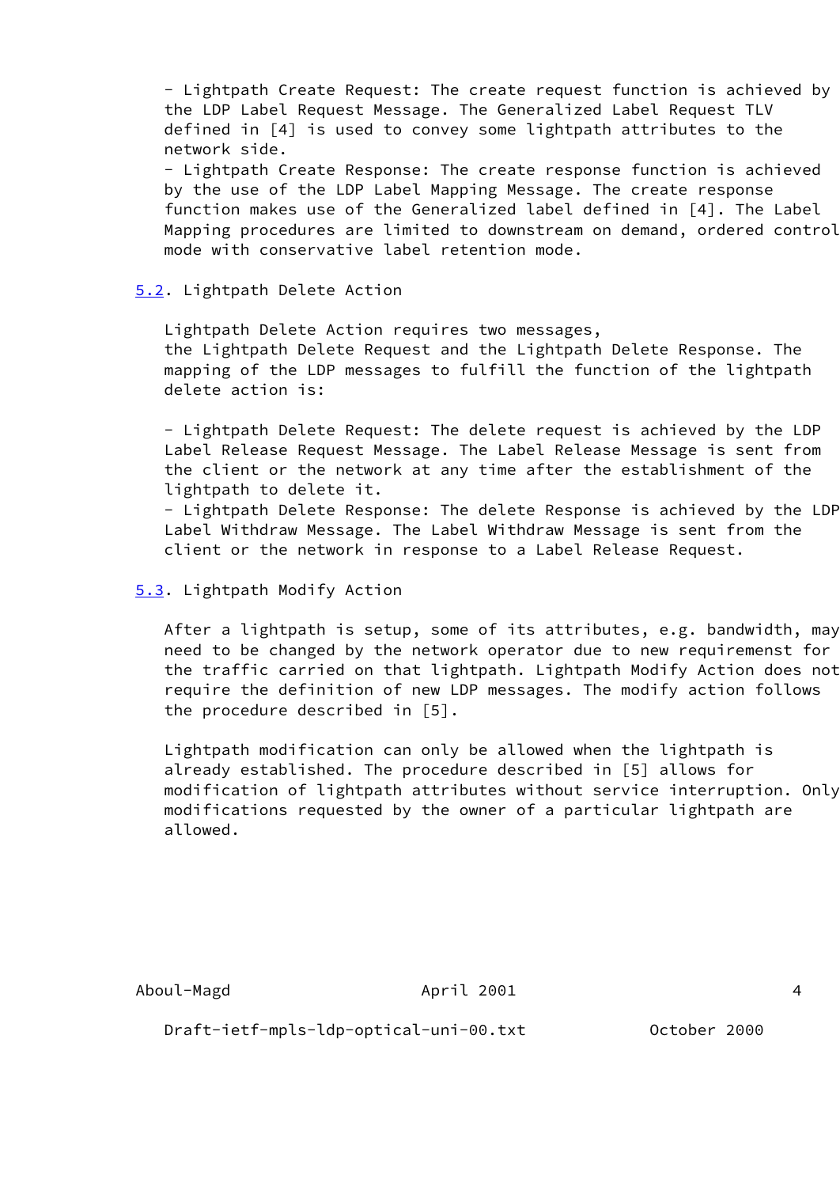- Lightpath Create Request: The create request function is achieved by the LDP Label Request Message. The Generalized Label Request TLV defined in [4] is used to convey some lightpath attributes to the network side.
- Lightpath Create Response: The create response function is achieved by the use of the LDP Label Mapping Message. The create response function makes use of the Generalized label defined in [4]. The Label Mapping procedures are limited to downstream on demand, ordered control mode with conservative label retention mode.

## 5.2. Lightpath Delete Action

Lightpath Delete Action requires two messages, the Lightpath Delete Request and the Lightpath Delete Response. The mapping of the LDP messages to fulfill the function of the lightpath delete action is:

- Lightpath Delete Request: The delete request is achieved by the LDP Label Release Request Message. The Label Release Message is sent from the client or the network at any time after the establishment of the lightpath to delete it.
- Lightpath Delete Response: The delete Response is achieved by the LDP Label Withdraw Message. The Label Withdraw Message is sent from the client or the network in response to a Label Release Request.

## 5.3. Lightpath Modify Action

After a lightpath is setup, some of its attributes, e.g. bandwidth, may need to be changed by the network operator due to new requiremenst for the traffic carried on that lightpath. Lightpath Modify Action does not require the definition of new LDP messages. The modify action follows the procedure described in [5].

Lightpath modification can only be allowed when the lightpath is already established. The procedure described in [5] allows for modification of lightpath attributes without service interruption. Only modifications requested by the owner of a particular lightpath are allowed.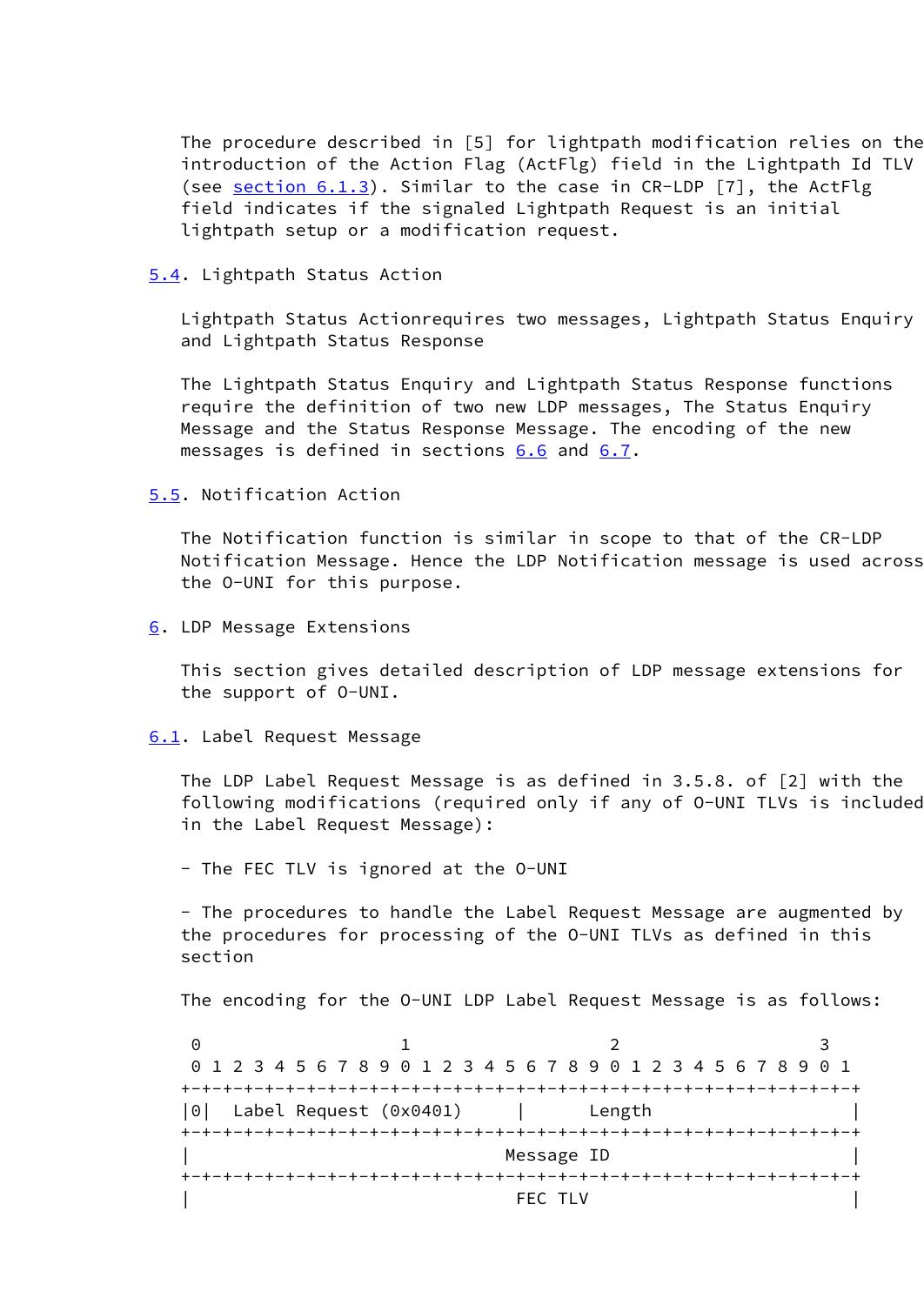The procedure described in [5] for lightpath modification relies on the introduction of the Action Flag (ActFlg) field in the Lightpath Id TLV (see section 6.1.3). Similar to the case in CR-LDP [7], the ActFlg field indicates if the signaled Lightpath Request is an initial lightpath setup or a modification request.

## 5.4. Lightpath Status Action

Lightpath Status Actionrequires two messages, Lightpath Status Enquiry and Lightpath Status Response

The Lightpath Status Enquiry and Lightpath Status Response functions require the definition of two new LDP messages, The Status Enquiry Message and the Status Response Message. The encoding of the new messages is defined in sections 6.6 and 6.7.

## 5.5. Notification Action

The Notification function is similar in scope to that of the CR-LDP Notification Message. Hence the LDP Notification message is used across the O-UNI for this purpose.

# 6. LDP Message Extensions

This section gives detailed description of LDP message extensions for the support of O-UNI.

## 6.1. Label Request Message

The LDP Label Request Message is as defined in 3.5.8. of [2] with the following modifications (required only if any of O-UNI TLVs is included in the Label Request Message):

- The FEC TLV is ignored at the O-UNI

- The procedures to handle the Label Request Message are augmented by the procedures for processing of the O-UNI TLVs as defined in this section

The encoding for the O-UNI LDP Label Request Message is as follows:

```
 0                   1                   2                   3
 0 1 2 3 4 5 6 7 8 9 0 1 2 3 4 5 6 7 8 9 0 1 2 3 4 5 6 7 8 9 0 1
+-+-+-+-+-+-+-+-+-+-+-+-+-+-+-+-+-+-+-+-+-+-+-+-+-+-+-+-+-+-+-+-+
|0|  Label Request (0x0401)     |      Length                   |
+-+-+-+-+-+-+-+-+-+-+-+-+-+-+-+-+-+-+-+-+-+-+-+-+-+-+-+-+-+-+-+-+
|                             Message ID                        |
+-+-+-+-+-+-+-+-+-+-+-+-+-+-+-+-+-+-+-+-+-+-+-+-+-+-+-+-+-+-+-+-+
|                              FEC TLV                          |
```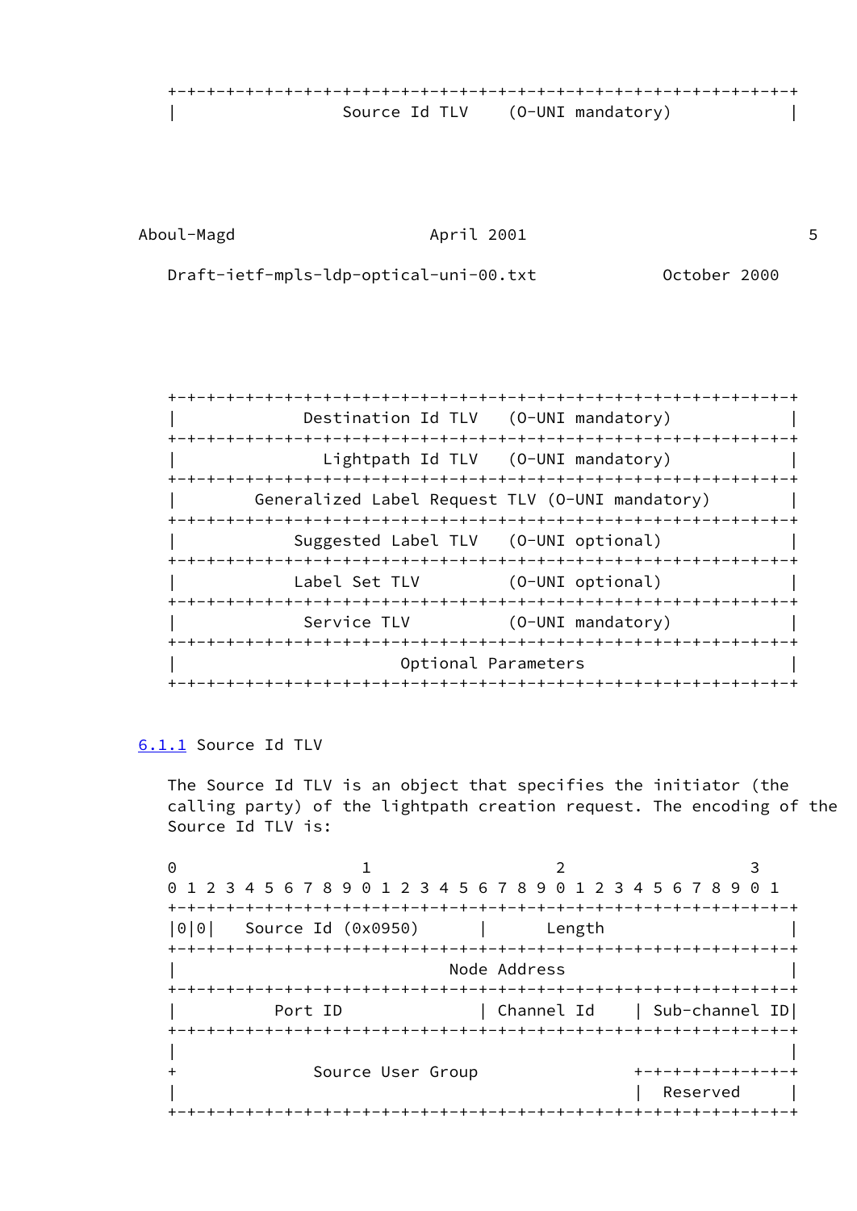```
   +-+-+-+-+-+-+-+-+-+-+-+-+-+-+-+-+-+-+-+-+-+-+-+-+-+-+-+-+-+-+-+-+
   |                 Source Id TLV    (O-UNI mandatory)            |
```

```
   +-+-+-+-+-+-+-+-+-+-+-+-+-+-+-+-+-+-+-+-+-+-+-+-+-+-+-+-+-+-+-+-+
   |             Destination Id TLV   (O-UNI mandatory)            |
   +-+-+-+-+-+-+-+-+-+-+-+-+-+-+-+-+-+-+-+-+-+-+-+-+-+-+-+-+-+-+-+-+
   |               Lightpath Id TLV   (O-UNI mandatory)            |
   +-+-+-+-+-+-+-+-+-+-+-+-+-+-+-+-+-+-+-+-+-+-+-+-+-+-+-+-+-+-+-+-+
   |        Generalized Label Request TLV (O-UNI mandatory)        |
   +-+-+-+-+-+-+-+-+-+-+-+-+-+-+-+-+-+-+-+-+-+-+-+-+-+-+-+-+-+-+-+-+
   |            Suggested Label TLV   (O-UNI optional)             |
   +-+-+-+-+-+-+-+-+-+-+-+-+-+-+-+-+-+-+-+-+-+-+-+-+-+-+-+-+-+-+-+-+
   |            Label Set TLV         (O-UNI optional)             |
   +-+-+-+-+-+-+-+-+-+-+-+-+-+-+-+-+-+-+-+-+-+-+-+-+-+-+-+-+-+-+-+-+
   |             Service TLV          (O-UNI mandatory)            |
   +-+-+-+-+-+-+-+-+-+-+-+-+-+-+-+-+-+-+-+-+-+-+-+-+-+-+-+-+-+-+-+-+
   |                       Optional Parameters                     |
   +-+-+-+-+-+-+-+-+-+-+-+-+-+-+-+-+-+-+-+-+-+-+-+-+-+-+-+-+-+-+-+-+
```

### 6.1.1 Source Id TLV

The Source Id TLV is an object that specifies the initiator (the calling party) of the lightpath creation request. The encoding of the Source Id TLV is:

```
   0                   1                   2                   3
   0 1 2 3 4 5 6 7 8 9 0 1 2 3 4 5 6 7 8 9 0 1 2 3 4 5 6 7 8 9 0 1
   +-+-+-+-+-+-+-+-+-+-+-+-+-+-+-+-+-+-+-+-+-+-+-+-+-+-+-+-+-+-+-+-+
   |0|0|   Source Id (0x0950)      |      Length                   |
   +-+-+-+-+-+-+-+-+-+-+-+-+-+-+-+-+-+-+-+-+-+-+-+-+-+-+-+-+-+-+-+-+
   |                           Node Address                        |
   +-+-+-+-+-+-+-+-+-+-+-+-+-+-+-+-+-+-+-+-+-+-+-+-+-+-+-+-+-+-+-+-+
   |          Port ID              | Channel Id    | Sub-channel ID|
   +-+-+-+-+-+-+-+-+-+-+-+-+-+-+-+-+-+-+-+-+-+-+-+-+-+-+-+-+-+-+-+-+
   |                                                               |
   +               Source User Group               +-+-+-+-+-+-+-+-+
   |                                               |  Reserved     |
   +-+-+-+-+-+-+-+-+-+-+-+-+-+-+-+-+-+-+-+-+-+-+-+-+-+-+-+-+-+-+-+-+
```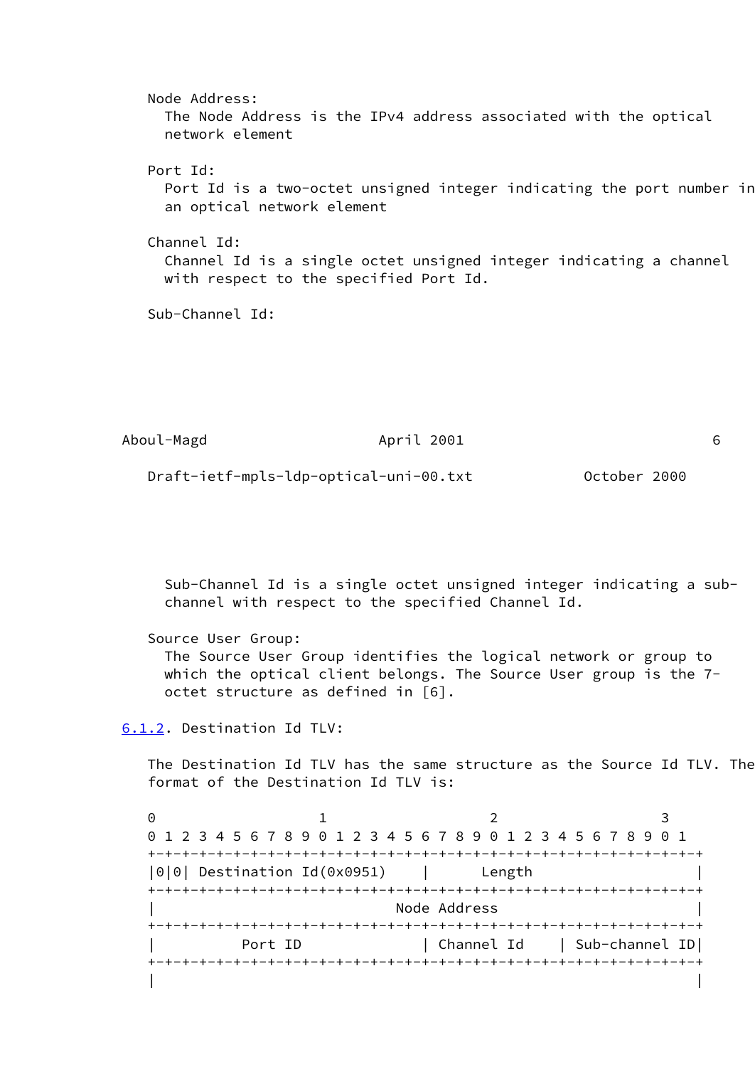Node Address:
The Node Address is the IPv4 address associated with the optical network element

Port Id:
Port Id is a two-octet unsigned integer indicating the port number in an optical network element

Channel Id:
Channel Id is a single octet unsigned integer indicating a channel with respect to the specified Port Id.

Sub-Channel Id:

Sub-Channel Id is a single octet unsigned integer indicating a sub-channel with respect to the specified Channel Id.

Source User Group:
The Source User Group identifies the logical network or group to which the optical client belongs. The Source User group is the 7-octet structure as defined in [6].

### 6.1.2. Destination Id TLV:

The Destination Id TLV has the same structure as the Source Id TLV. The format of the Destination Id TLV is:

```
 0                   1                   2                   3
 0 1 2 3 4 5 6 7 8 9 0 1 2 3 4 5 6 7 8 9 0 1 2 3 4 5 6 7 8 9 0 1
+-+-+-+-+-+-+-+-+-+-+-+-+-+-+-+-+-+-+-+-+-+-+-+-+-+-+-+-+-+-+-+-+
|0|0| Destination Id(0x0951)    |      Length                   |
+-+-+-+-+-+-+-+-+-+-+-+-+-+-+-+-+-+-+-+-+-+-+-+-+-+-+-+-+-+-+-+-+
|                            Node Address                       |
+-+-+-+-+-+-+-+-+-+-+-+-+-+-+-+-+-+-+-+-+-+-+-+-+-+-+-+-+-+-+-+-+
|          Port ID              | Channel Id    | Sub-channel ID|
+-+-+-+-+-+-+-+-+-+-+-+-+-+-+-+-+-+-+-+-+-+-+-+-+-+-+-+-+-+-+-+-+
|                                                               |
```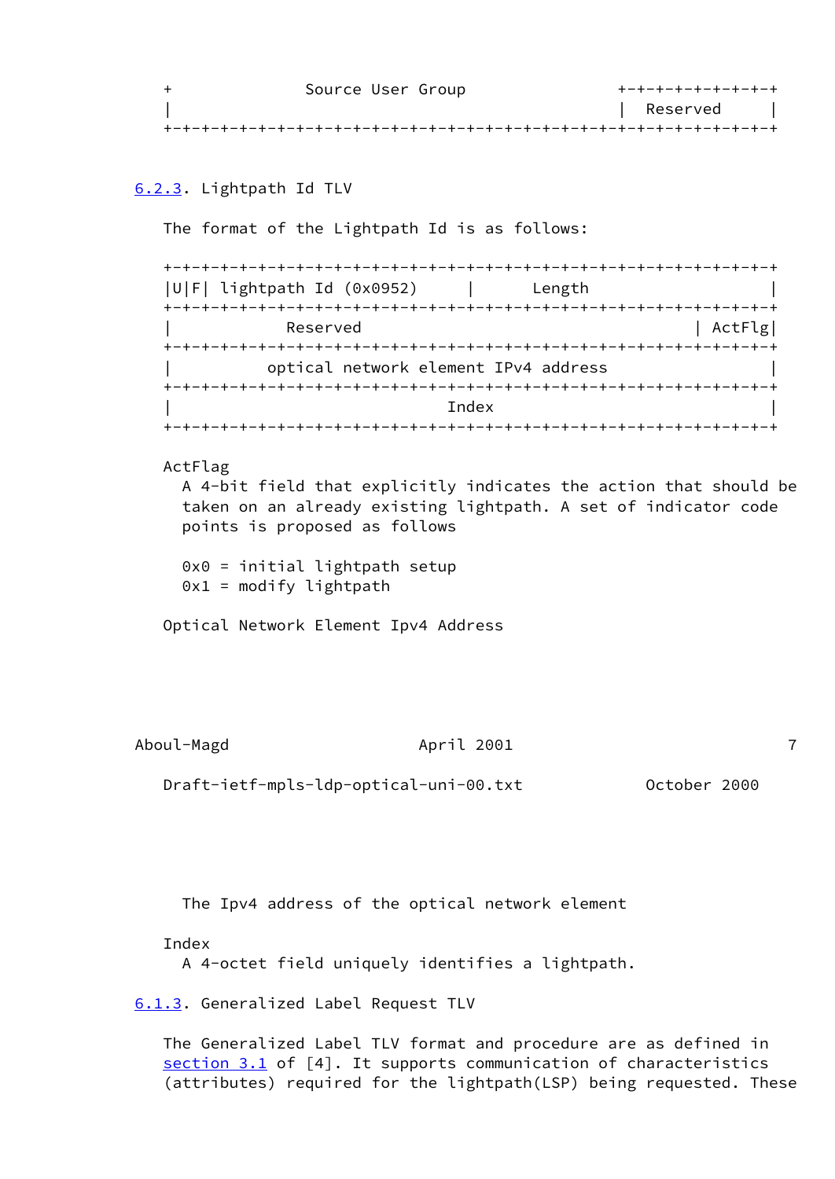```
   +               Source User Group               +-+-+-+-+-+-+-+-+
   |                                               |  Reserved     |
   +-+-+-+-+-+-+-+-+-+-+-+-+-+-+-+-+-+-+-+-+-+-+-+-+-+-+-+-+-+-+-+-+
```

### 6.2.3. Lightpath Id TLV

The format of the Lightpath Id is as follows:

```
   +-+-+-+-+-+-+-+-+-+-+-+-+-+-+-+-+-+-+-+-+-+-+-+-+-+-+-+-+-+-+-+-+
   |U|F| lightpath Id (0x0952)     |      Length                   |
   +-+-+-+-+-+-+-+-+-+-+-+-+-+-+-+-+-+-+-+-+-+-+-+-+-+-+-+-+-+-+-+-+
   |            Reserved                                   | ActFlg|
   +-+-+-+-+-+-+-+-+-+-+-+-+-+-+-+-+-+-+-+-+-+-+-+-+-+-+-+-+-+-+-+-+
   |          optical network element IPv4 address                 |
   +-+-+-+-+-+-+-+-+-+-+-+-+-+-+-+-+-+-+-+-+-+-+-+-+-+-+-+-+-+-+-+-+
   |                             Index                             |
   +-+-+-+-+-+-+-+-+-+-+-+-+-+-+-+-+-+-+-+-+-+-+-+-+-+-+-+-+-+-+-+-+
```

ActFlag
  A 4-bit field that explicitly indicates the action that should be taken on an already existing lightpath. A set of indicator code points is proposed as follows

  0x0 = initial lightpath setup
  0x1 = modify lightpath

Optical Network Element Ipv4 Address
  The Ipv4 address of the optical network element

Index
  A 4-octet field uniquely identifies a lightpath.

### 6.1.3. Generalized Label Request TLV

The Generalized Label TLV format and procedure are as defined in section 3.1 of [4]. It supports communication of characteristics (attributes) required for the lightpath(LSP) being requested. These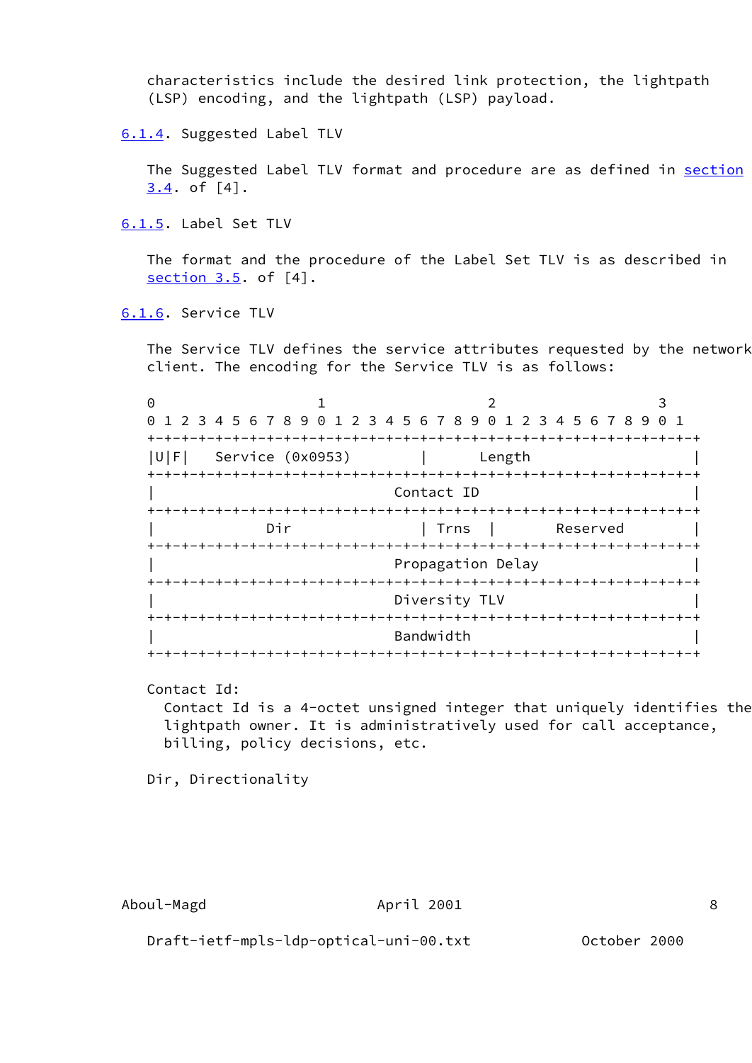characteristics include the desired link protection, the lightpath (LSP) encoding, and the lightpath (LSP) payload.

### 6.1.4. Suggested Label TLV

The Suggested Label TLV format and procedure are as defined in section 3.4. of [4].

### 6.1.5. Label Set TLV

The format and the procedure of the Label Set TLV is as described in section 3.5. of [4].

### 6.1.6. Service TLV

The Service TLV defines the service attributes requested by the network client. The encoding for the Service TLV is as follows:

```
 0                   1                   2                   3
 0 1 2 3 4 5 6 7 8 9 0 1 2 3 4 5 6 7 8 9 0 1 2 3 4 5 6 7 8 9 0 1
+-+-+-+-+-+-+-+-+-+-+-+-+-+-+-+-+-+-+-+-+-+-+-+-+-+-+-+-+-+-+-+-+
|U|F|   Service (0x0953)        |      Length                   |
+-+-+-+-+-+-+-+-+-+-+-+-+-+-+-+-+-+-+-+-+-+-+-+-+-+-+-+-+-+-+-+-+
|                              Contact ID                       |
+-+-+-+-+-+-+-+-+-+-+-+-+-+-+-+-+-+-+-+-+-+-+-+-+-+-+-+-+-+-+-+-+
|             Dir               | Trns  |       Reserved        |
+-+-+-+-+-+-+-+-+-+-+-+-+-+-+-+-+-+-+-+-+-+-+-+-+-+-+-+-+-+-+-+-+
|                              Propagation Delay                |
+-+-+-+-+-+-+-+-+-+-+-+-+-+-+-+-+-+-+-+-+-+-+-+-+-+-+-+-+-+-+-+-+
|                              Diversity TLV                    |
+-+-+-+-+-+-+-+-+-+-+-+-+-+-+-+-+-+-+-+-+-+-+-+-+-+-+-+-+-+-+-+-+
|                              Bandwidth                        |
+-+-+-+-+-+-+-+-+-+-+-+-+-+-+-+-+-+-+-+-+-+-+-+-+-+-+-+-+-+-+-+-+
```

Contact Id:

Contact Id is a 4-octet unsigned integer that uniquely identifies the lightpath owner. It is administratively used for call acceptance, billing, policy decisions, etc.

Dir, Directionality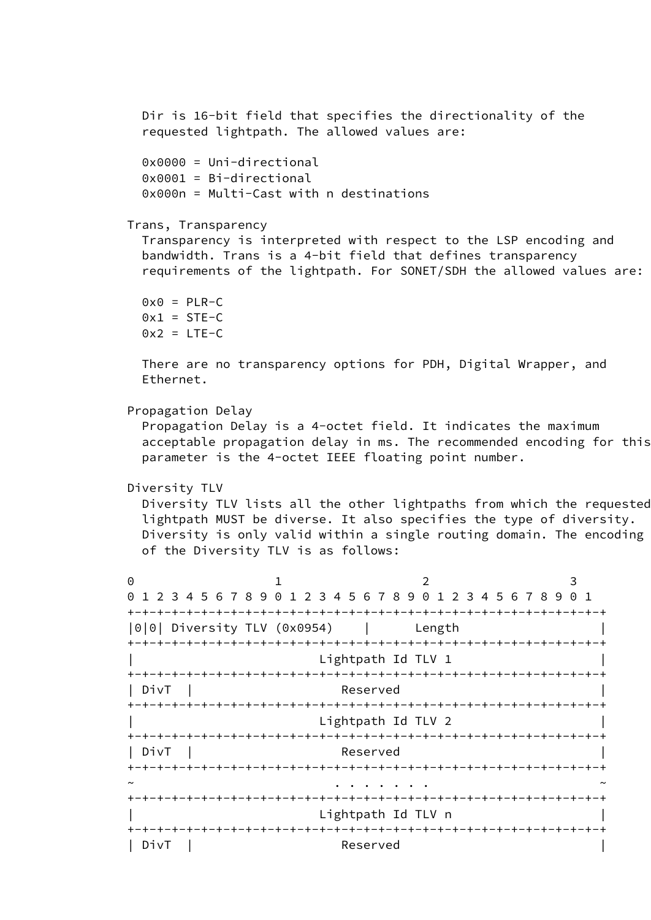Dir is 16-bit field that specifies the directionality of the requested lightpath. The allowed values are:

0x0000 = Uni-directional
0x0001 = Bi-directional
0x000n = Multi-Cast with n destinations

Trans, Transparency

Transparency is interpreted with respect to the LSP encoding and bandwidth. Trans is a 4-bit field that defines transparency requirements of the lightpath. For SONET/SDH the allowed values are:

0x0 = PLR-C
0x1 = STE-C
0x2 = LTE-C

There are no transparency options for PDH, Digital Wrapper, and Ethernet.

Propagation Delay

Propagation Delay is a 4-octet field. It indicates the maximum acceptable propagation delay in ms. The recommended encoding for this parameter is the 4-octet IEEE floating point number.

Diversity TLV

Diversity TLV lists all the other lightpaths from which the requested lightpath MUST be diverse. It also specifies the type of diversity. Diversity is only valid within a single routing domain. The encoding of the Diversity TLV is as follows:

```
 0                   1                   2                   3
 0 1 2 3 4 5 6 7 8 9 0 1 2 3 4 5 6 7 8 9 0 1 2 3 4 5 6 7 8 9 0 1
+-+-+-+-+-+-+-+-+-+-+-+-+-+-+-+-+-+-+-+-+-+-+-+-+-+-+-+-+-+-+-+-+
|0|0| Diversity TLV (0x0954)    |      Length                   |
+-+-+-+-+-+-+-+-+-+-+-+-+-+-+-+-+-+-+-+-+-+-+-+-+-+-+-+-+-+-+-+-+
|                         Lightpath Id TLV 1                    |
+-+-+-+-+-+-+-+-+-+-+-+-+-+-+-+-+-+-+-+-+-+-+-+-+-+-+-+-+-+-+-+-+
| DivT  |                     Reserved                          |
+-+-+-+-+-+-+-+-+-+-+-+-+-+-+-+-+-+-+-+-+-+-+-+-+-+-+-+-+-+-+-+-+
|                         Lightpath Id TLV 2                    |
+-+-+-+-+-+-+-+-+-+-+-+-+-+-+-+-+-+-+-+-+-+-+-+-+-+-+-+-+-+-+-+-+
| DivT  |                     Reserved                          |
+-+-+-+-+-+-+-+-+-+-+-+-+-+-+-+-+-+-+-+-+-+-+-+-+-+-+-+-+-+-+-+-+
~                              . . . . . . .                    ~
+-+-+-+-+-+-+-+-+-+-+-+-+-+-+-+-+-+-+-+-+-+-+-+-+-+-+-+-+-+-+-+-+
|                         Lightpath Id TLV n                    |
+-+-+-+-+-+-+-+-+-+-+-+-+-+-+-+-+-+-+-+-+-+-+-+-+-+-+-+-+-+-+-+-+
| DivT  |                     Reserved                          |
```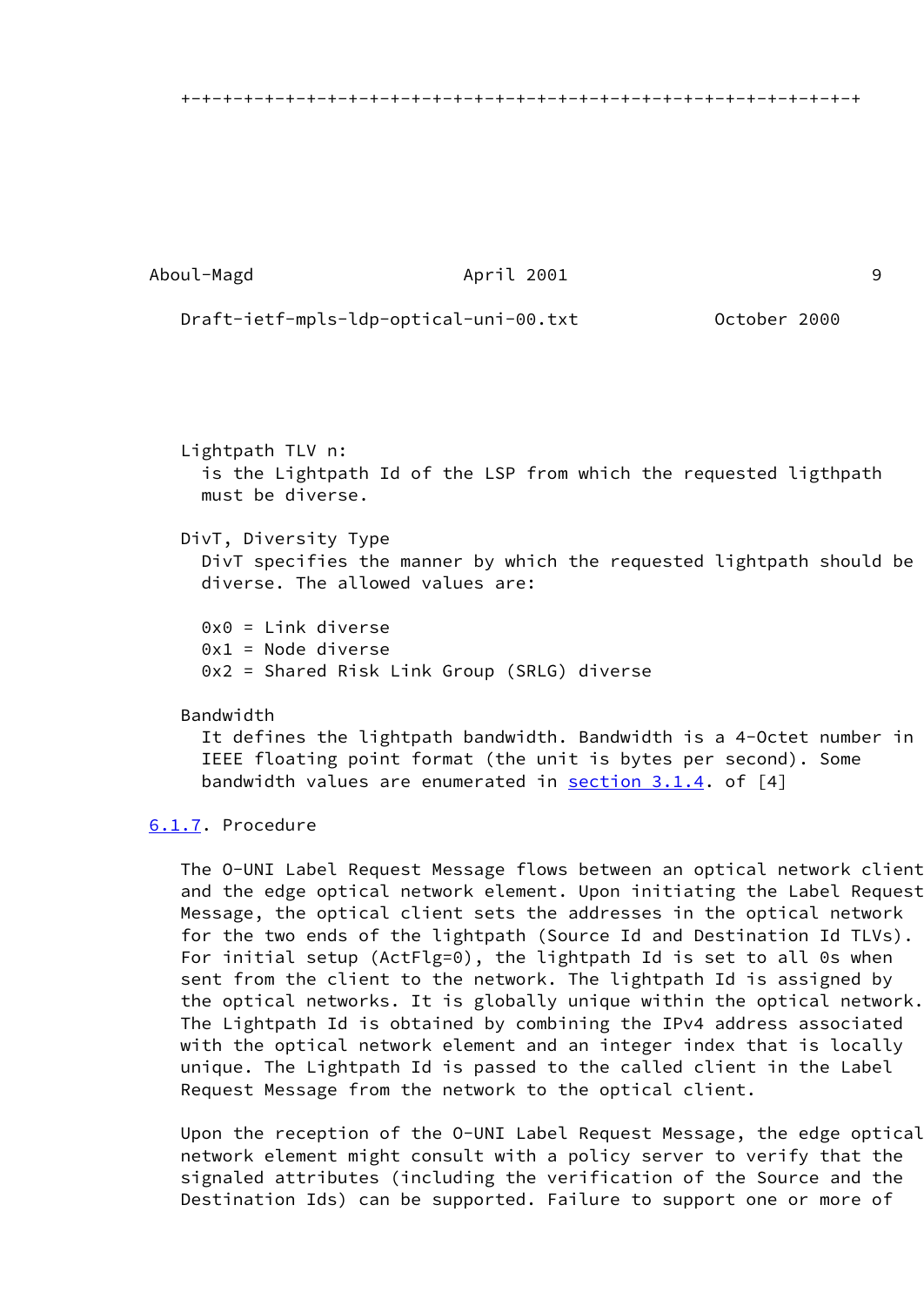+-+-+-+-+-+-+-+-+-+-+-+-+-+-+-+-+-+-+-+-+-+-+-+-+-+-+-+-+-+-+-+-+

Lightpath TLV n:
is the Lightpath Id of the LSP from which the requested ligthpath must be diverse.

DivT, Diversity Type
DivT specifies the manner by which the requested lightpath should be diverse. The allowed values are:

0x0 = Link diverse
0x1 = Node diverse
0x2 = Shared Risk Link Group (SRLG) diverse

Bandwidth
It defines the lightpath bandwidth. Bandwidth is a 4-Octet number in IEEE floating point format (the unit is bytes per second). Some bandwidth values are enumerated in section 3.1.4. of [4]

### 6.1.7. Procedure

The O-UNI Label Request Message flows between an optical network client and the edge optical network element. Upon initiating the Label Request Message, the optical client sets the addresses in the optical network for the two ends of the lightpath (Source Id and Destination Id TLVs). For initial setup (ActFlg=0), the lightpath Id is set to all 0s when sent from the client to the network. The lightpath Id is assigned by the optical networks. It is globally unique within the optical network. The Lightpath Id is obtained by combining the IPv4 address associated with the optical network element and an integer index that is locally unique. The Lightpath Id is passed to the called client in the Label Request Message from the network to the optical client.

Upon the reception of the O-UNI Label Request Message, the edge optical network element might consult with a policy server to verify that the signaled attributes (including the verification of the Source and the Destination Ids) can be supported. Failure to support one or more of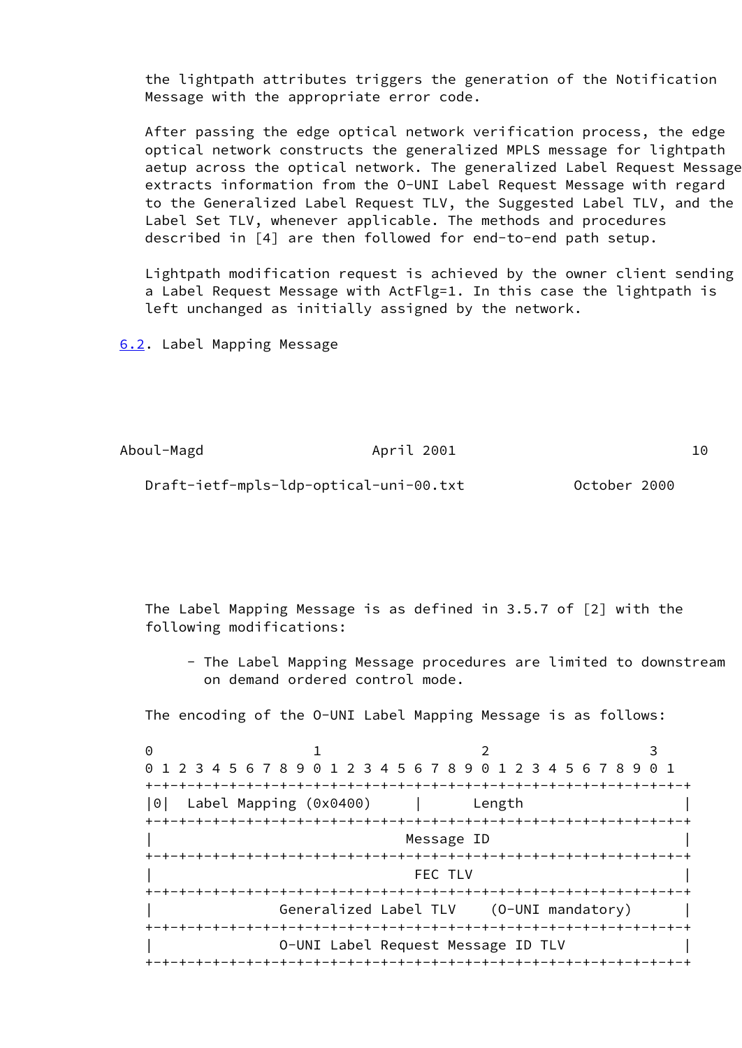the lightpath attributes triggers the generation of the Notification Message with the appropriate error code.

After passing the edge optical network verification process, the edge optical network constructs the generalized MPLS message for lightpath aetup across the optical network. The generalized Label Request Message extracts information from the O-UNI Label Request Message with regard to the Generalized Label Request TLV, the Suggested Label TLV, and the Label Set TLV, whenever applicable. The methods and procedures described in [4] are then followed for end-to-end path setup.

Lightpath modification request is achieved by the owner client sending a Label Request Message with ActFlg=1. In this case the lightpath is left unchanged as initially assigned by the network.

### 6.2. Label Mapping Message

The Label Mapping Message is as defined in 3.5.7 of [2] with the following modifications:

- The Label Mapping Message procedures are limited to downstream on demand ordered control mode.

The encoding of the O-UNI Label Mapping Message is as follows:

```
0                   1                   2                   3
0 1 2 3 4 5 6 7 8 9 0 1 2 3 4 5 6 7 8 9 0 1 2 3 4 5 6 7 8 9 0 1
+-+-+-+-+-+-+-+-+-+-+-+-+-+-+-+-+-+-+-+-+-+-+-+-+-+-+-+-+-+-+-+-+
|0|  Label Mapping (0x0400)     |      Length                    |
+-+-+-+-+-+-+-+-+-+-+-+-+-+-+-+-+-+-+-+-+-+-+-+-+-+-+-+-+-+-+-+-+
|                               Message ID                       |
+-+-+-+-+-+-+-+-+-+-+-+-+-+-+-+-+-+-+-+-+-+-+-+-+-+-+-+-+-+-+-+-+
|                                FEC TLV                         |
+-+-+-+-+-+-+-+-+-+-+-+-+-+-+-+-+-+-+-+-+-+-+-+-+-+-+-+-+-+-+-+-+
|               Generalized Label TLV    (O-UNI mandatory)       |
+-+-+-+-+-+-+-+-+-+-+-+-+-+-+-+-+-+-+-+-+-+-+-+-+-+-+-+-+-+-+-+-+
|               O-UNI Label Request Message ID TLV               |
+-+-+-+-+-+-+-+-+-+-+-+-+-+-+-+-+-+-+-+-+-+-+-+-+-+-+-+-+-+-+-+-+
```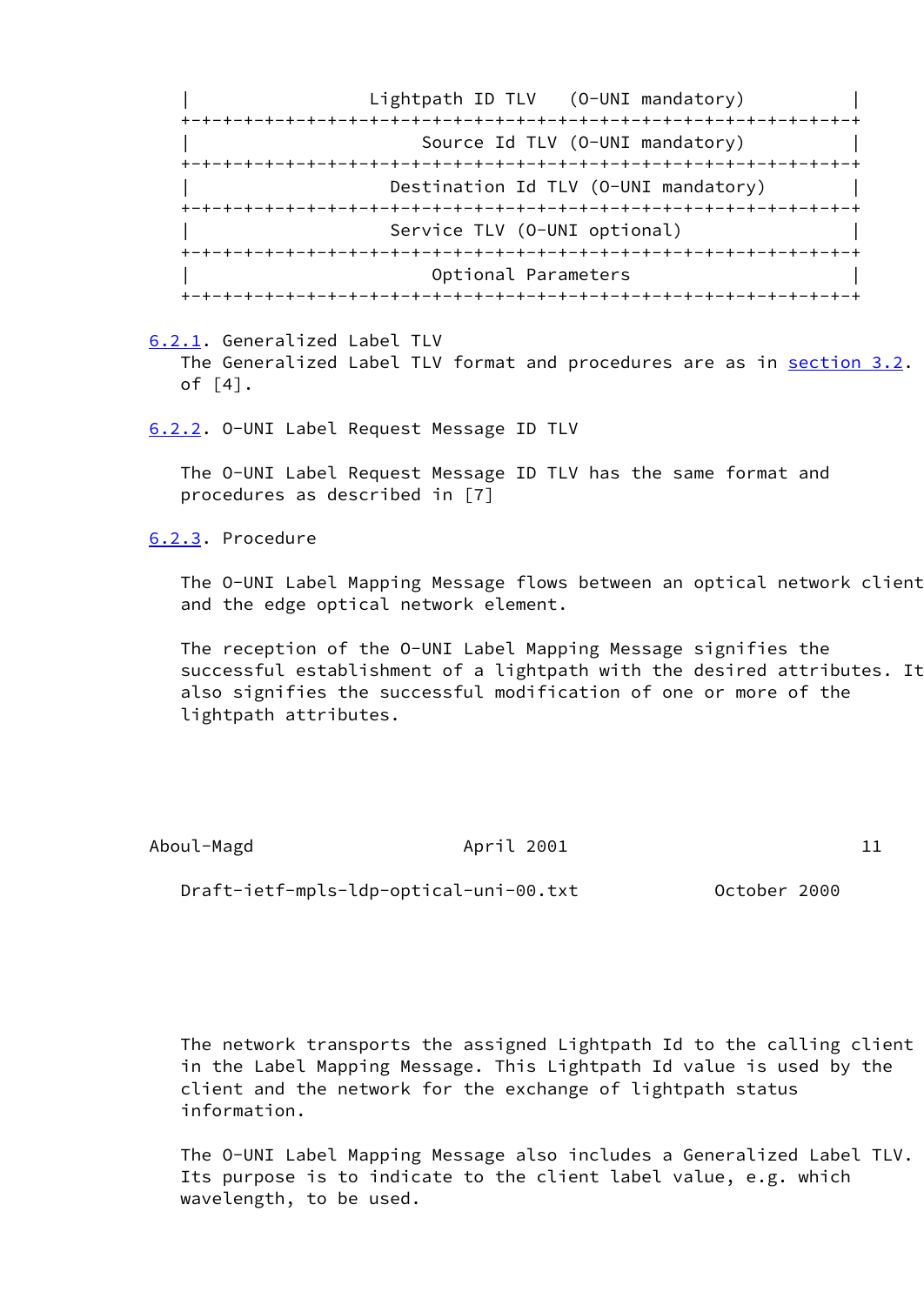```
|                 Lightpath ID TLV   (O-UNI mandatory)          |
+-+-+-+-+-+-+-+-+-+-+-+-+-+-+-+-+-+-+-+-+-+-+-+-+-+-+-+-+-+-+-+-+
|                      Source Id TLV (O-UNI mandatory)          |
+-+-+-+-+-+-+-+-+-+-+-+-+-+-+-+-+-+-+-+-+-+-+-+-+-+-+-+-+-+-+-+-+
|                   Destination Id TLV (O-UNI mandatory)        |
+-+-+-+-+-+-+-+-+-+-+-+-+-+-+-+-+-+-+-+-+-+-+-+-+-+-+-+-+-+-+-+-+
|                   Service TLV (O-UNI optional)                |
+-+-+-+-+-+-+-+-+-+-+-+-+-+-+-+-+-+-+-+-+-+-+-+-+-+-+-+-+-+-+-+-+
|                       Optional Parameters                     |
+-+-+-+-+-+-+-+-+-+-+-+-+-+-+-+-+-+-+-+-+-+-+-+-+-+-+-+-+-+-+-+-+
```

### 6.2.1. Generalized Label TLV

The Generalized Label TLV format and procedures are as in section 3.2. of [4].

### 6.2.2. O-UNI Label Request Message ID TLV

The O-UNI Label Request Message ID TLV has the same format and procedures as described in [7]

### 6.2.3. Procedure

The O-UNI Label Mapping Message flows between an optical network client and the edge optical network element.

The reception of the O-UNI Label Mapping Message signifies the successful establishment of a lightpath with the desired attributes. It also signifies the successful modification of one or more of the lightpath attributes.

The network transports the assigned Lightpath Id to the calling client in the Label Mapping Message. This Lightpath Id value is used by the client and the network for the exchange of lightpath status information.

The O-UNI Label Mapping Message also includes a Generalized Label TLV. Its purpose is to indicate to the client label value, e.g. which wavelength, to be used.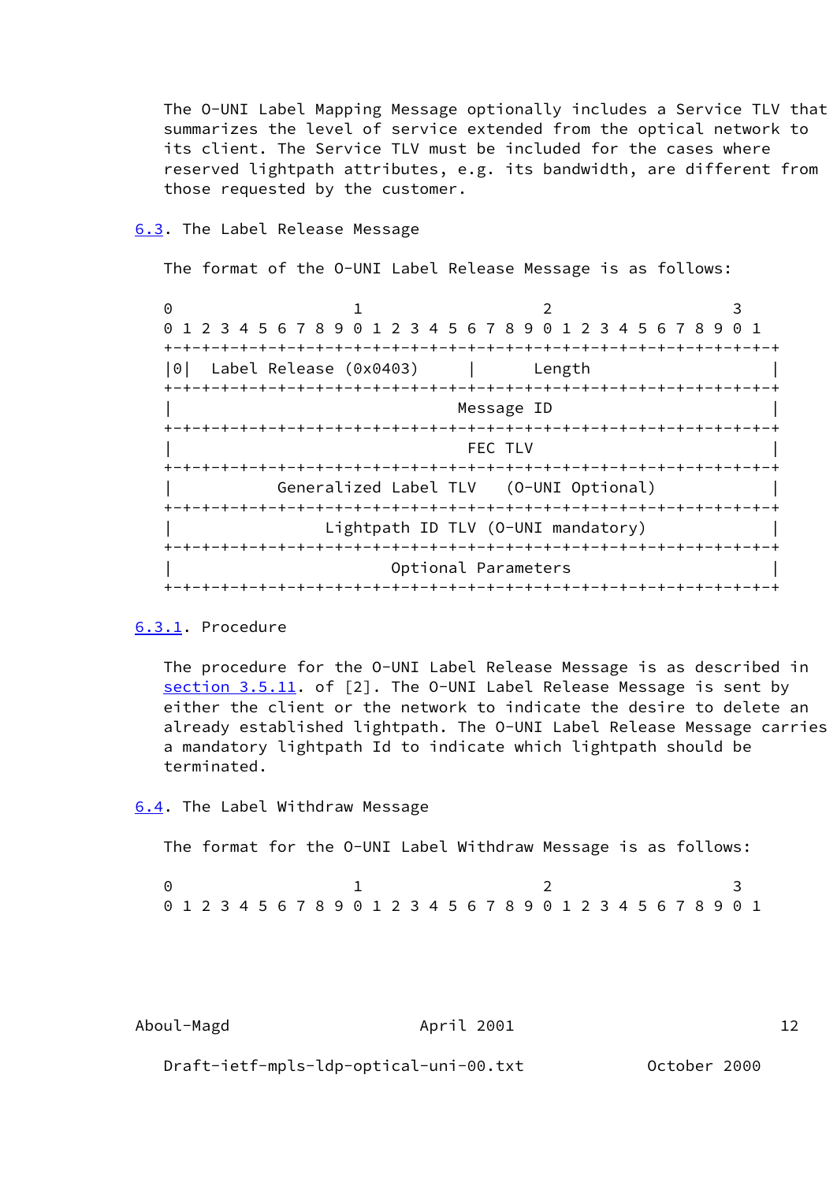The O-UNI Label Mapping Message optionally includes a Service TLV that summarizes the level of service extended from the optical network to its client. The Service TLV must be included for the cases where reserved lightpath attributes, e.g. its bandwidth, are different from those requested by the customer.

### 6.3. The Label Release Message

The format of the O-UNI Label Release Message is as follows:

```
 0                   1                   2                   3
 0 1 2 3 4 5 6 7 8 9 0 1 2 3 4 5 6 7 8 9 0 1 2 3 4 5 6 7 8 9 0 1
+-+-+-+-+-+-+-+-+-+-+-+-+-+-+-+-+-+-+-+-+-+-+-+-+-+-+-+-+-+-+-+-+
|0|  Label Release (0x0403)     |      Length                   |
+-+-+-+-+-+-+-+-+-+-+-+-+-+-+-+-+-+-+-+-+-+-+-+-+-+-+-+-+-+-+-+-+
|                              Message ID                       |
+-+-+-+-+-+-+-+-+-+-+-+-+-+-+-+-+-+-+-+-+-+-+-+-+-+-+-+-+-+-+-+-+
|                               FEC TLV                         |
+-+-+-+-+-+-+-+-+-+-+-+-+-+-+-+-+-+-+-+-+-+-+-+-+-+-+-+-+-+-+-+-+
|           Generalized Label TLV   (O-UNI Optional)            |
+-+-+-+-+-+-+-+-+-+-+-+-+-+-+-+-+-+-+-+-+-+-+-+-+-+-+-+-+-+-+-+-+
|                Lightpath ID TLV (O-UNI mandatory)             |
+-+-+-+-+-+-+-+-+-+-+-+-+-+-+-+-+-+-+-+-+-+-+-+-+-+-+-+-+-+-+-+-+
|                          Optional Parameters                  |
+-+-+-+-+-+-+-+-+-+-+-+-+-+-+-+-+-+-+-+-+-+-+-+-+-+-+-+-+-+-+-+-+
```

#### 6.3.1. Procedure

The procedure for the O-UNI Label Release Message is as described in section 3.5.11. of [2]. The O-UNI Label Release Message is sent by either the client or the network to indicate the desire to delete an already established lightpath. The O-UNI Label Release Message carries a mandatory lightpath Id to indicate which lightpath should be terminated.

### 6.4. The Label Withdraw Message

The format for the O-UNI Label Withdraw Message is as follows:

```
 0                   1                   2                   3
 0 1 2 3 4 5 6 7 8 9 0 1 2 3 4 5 6 7 8 9 0 1 2 3 4 5 6 7 8 9 0 1
```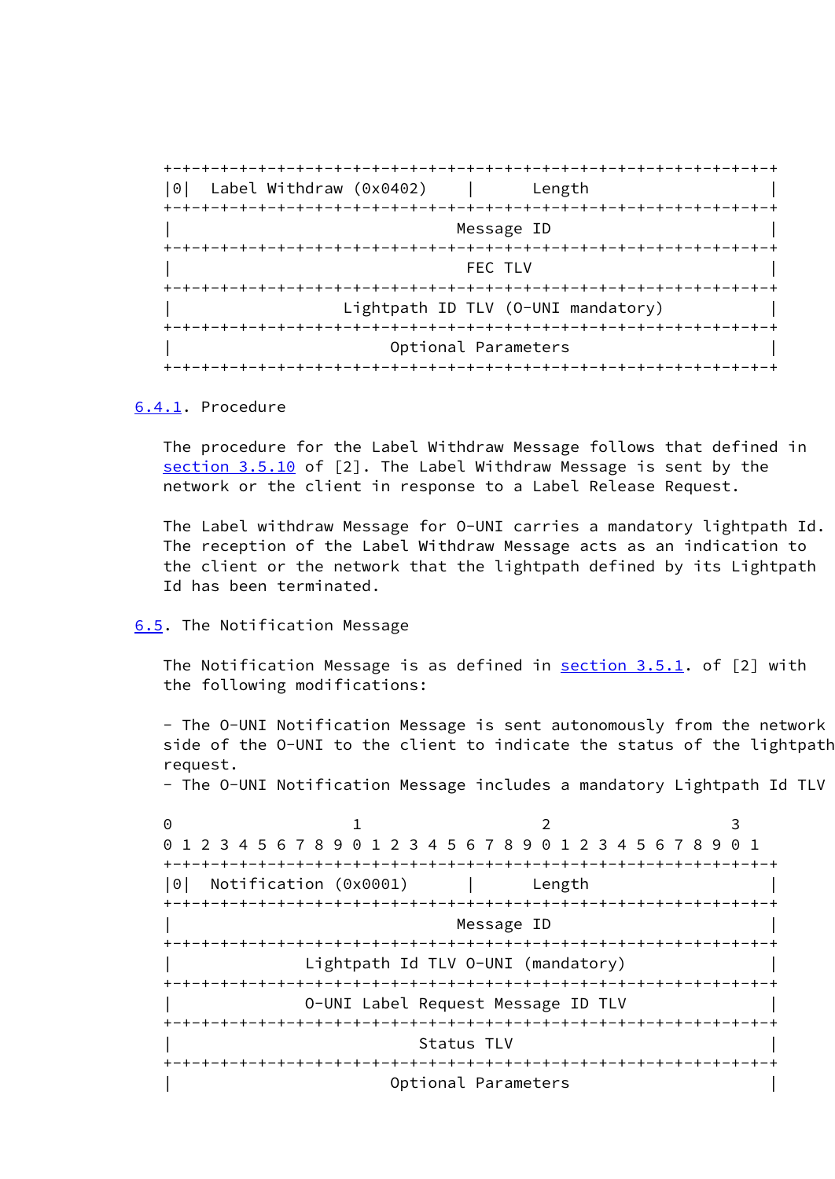```
+-+-+-+-+-+-+-+-+-+-+-+-+-+-+-+-+-+-+-+-+-+-+-+-+-+-+-+-+-+-+-+-+
|0|  Label Withdraw (0x0402)    |      Length                     |
+-+-+-+-+-+-+-+-+-+-+-+-+-+-+-+-+-+-+-+-+-+-+-+-+-+-+-+-+-+-+-+-+
|                             Message ID                          |
+-+-+-+-+-+-+-+-+-+-+-+-+-+-+-+-+-+-+-+-+-+-+-+-+-+-+-+-+-+-+-+-+
|                              FEC TLV                            |
+-+-+-+-+-+-+-+-+-+-+-+-+-+-+-+-+-+-+-+-+-+-+-+-+-+-+-+-+-+-+-+-+
|                Lightpath ID TLV (O-UNI mandatory)               |
+-+-+-+-+-+-+-+-+-+-+-+-+-+-+-+-+-+-+-+-+-+-+-+-+-+-+-+-+-+-+-+-+
|                        Optional Parameters                      |
+-+-+-+-+-+-+-+-+-+-+-+-+-+-+-+-+-+-+-+-+-+-+-+-+-+-+-+-+-+-+-+-+
```

### 6.4.1. Procedure

The procedure for the Label Withdraw Message follows that defined in section 3.5.10 of [2]. The Label Withdraw Message is sent by the network or the client in response to a Label Release Request.

The Label withdraw Message for O-UNI carries a mandatory lightpath Id. The reception of the Label Withdraw Message acts as an indication to the client or the network that the lightpath defined by its Lightpath Id has been terminated.

## 6.5. The Notification Message

The Notification Message is as defined in section 3.5.1. of [2] with the following modifications:

- The O-UNI Notification Message is sent autonomously from the network side of the O-UNI to the client to indicate the status of the lightpath request.
- The O-UNI Notification Message includes a mandatory Lightpath Id TLV

```
0                   1                   2                   3
0 1 2 3 4 5 6 7 8 9 0 1 2 3 4 5 6 7 8 9 0 1 2 3 4 5 6 7 8 9 0 1
+-+-+-+-+-+-+-+-+-+-+-+-+-+-+-+-+-+-+-+-+-+-+-+-+-+-+-+-+-+-+-+-+
|0|  Notification (0x0001)      |      Length                     |
+-+-+-+-+-+-+-+-+-+-+-+-+-+-+-+-+-+-+-+-+-+-+-+-+-+-+-+-+-+-+-+-+
|                             Message ID                          |
+-+-+-+-+-+-+-+-+-+-+-+-+-+-+-+-+-+-+-+-+-+-+-+-+-+-+-+-+-+-+-+-+
|              Lightpath Id TLV O-UNI (mandatory)                 |
+-+-+-+-+-+-+-+-+-+-+-+-+-+-+-+-+-+-+-+-+-+-+-+-+-+-+-+-+-+-+-+-+
|              O-UNI Label Request Message ID TLV                 |
+-+-+-+-+-+-+-+-+-+-+-+-+-+-+-+-+-+-+-+-+-+-+-+-+-+-+-+-+-+-+-+-+
|                           Status TLV                            |
+-+-+-+-+-+-+-+-+-+-+-+-+-+-+-+-+-+-+-+-+-+-+-+-+-+-+-+-+-+-+-+-+
|                        Optional Parameters                      |
```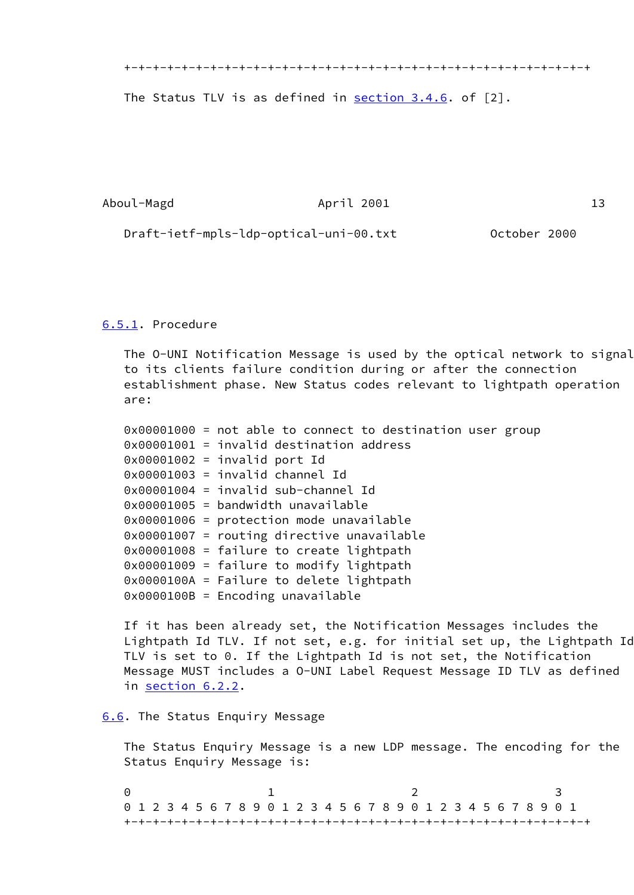```
+-+-+-+-+-+-+-+-+-+-+-+-+-+-+-+-+-+-+-+-+-+-+-+-+-+-+-+-+-+-+-+-+
```

The Status TLV is as defined in section 3.4.6. of [2].

### 6.5.1. Procedure

The O-UNI Notification Message is used by the optical network to signal to its clients failure condition during or after the connection establishment phase. New Status codes relevant to lightpath operation are:

```
0x00001000 = not able to connect to destination user group
0x00001001 = invalid destination address
0x00001002 = invalid port Id
0x00001003 = invalid channel Id
0x00001004 = invalid sub-channel Id
0x00001005 = bandwidth unavailable
0x00001006 = protection mode unavailable
0x00001007 = routing directive unavailable
0x00001008 = failure to create lightpath
0x00001009 = failure to modify lightpath
0x0000100A = Failure to delete lightpath
0x0000100B = Encoding unavailable
```

If it has been already set, the Notification Messages includes the Lightpath Id TLV. If not set, e.g. for initial set up, the Lightpath Id TLV is set to 0. If the Lightpath Id is not set, the Notification Message MUST includes a O-UNI Label Request Message ID TLV as defined in section 6.2.2.

## 6.6. The Status Enquiry Message

The Status Enquiry Message is a new LDP message. The encoding for the Status Enquiry Message is:

```
0                   1                   2                   3
0 1 2 3 4 5 6 7 8 9 0 1 2 3 4 5 6 7 8 9 0 1 2 3 4 5 6 7 8 9 0 1
+-+-+-+-+-+-+-+-+-+-+-+-+-+-+-+-+-+-+-+-+-+-+-+-+-+-+-+-+-+-+-+-+
```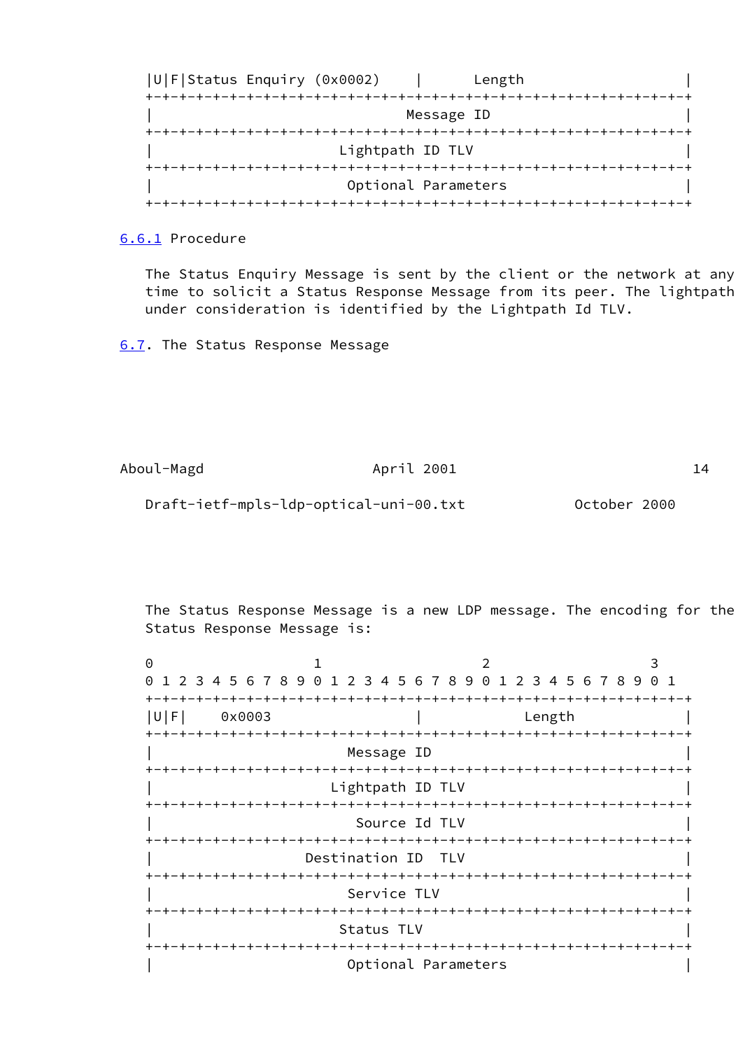```
|U|F|Status Enquiry (0x0002)    |      Length                   |
+-+-+-+-+-+-+-+-+-+-+-+-+-+-+-+-+-+-+-+-+-+-+-+-+-+-+-+-+-+-+-+-+
|                            Message ID                         |
+-+-+-+-+-+-+-+-+-+-+-+-+-+-+-+-+-+-+-+-+-+-+-+-+-+-+-+-+-+-+-+-+
|                    Lightpath ID TLV                           |
+-+-+-+-+-+-+-+-+-+-+-+-+-+-+-+-+-+-+-+-+-+-+-+-+-+-+-+-+-+-+-+-+
|                     Optional Parameters                       |
+-+-+-+-+-+-+-+-+-+-+-+-+-+-+-+-+-+-+-+-+-+-+-+-+-+-+-+-+-+-+-+-+
```

6.6.1 Procedure

The Status Enquiry Message is sent by the client or the network at any time to solicit a Status Response Message from its peer. The lightpath under consideration is identified by the Lightpath Id TLV.

6.7. The Status Response Message

The Status Response Message is a new LDP message. The encoding for the Status Response Message is:

```
0                   1                   2                   3
0 1 2 3 4 5 6 7 8 9 0 1 2 3 4 5 6 7 8 9 0 1 2 3 4 5 6 7 8 9 0 1
+-+-+-+-+-+-+-+-+-+-+-+-+-+-+-+-+-+-+-+-+-+-+-+-+-+-+-+-+-+-+-+-+
|U|F|    0x0003                |            Length              |
+-+-+-+-+-+-+-+-+-+-+-+-+-+-+-+-+-+-+-+-+-+-+-+-+-+-+-+-+-+-+-+-+
|                       Message ID                              |
+-+-+-+-+-+-+-+-+-+-+-+-+-+-+-+-+-+-+-+-+-+-+-+-+-+-+-+-+-+-+-+-+
|                   Lightpath ID TLV                            |
+-+-+-+-+-+-+-+-+-+-+-+-+-+-+-+-+-+-+-+-+-+-+-+-+-+-+-+-+-+-+-+-+
|                      Source Id TLV                            |
+-+-+-+-+-+-+-+-+-+-+-+-+-+-+-+-+-+-+-+-+-+-+-+-+-+-+-+-+-+-+-+-+
|                 Destination ID  TLV                           |
+-+-+-+-+-+-+-+-+-+-+-+-+-+-+-+-+-+-+-+-+-+-+-+-+-+-+-+-+-+-+-+-+
|                       Service TLV                             |
+-+-+-+-+-+-+-+-+-+-+-+-+-+-+-+-+-+-+-+-+-+-+-+-+-+-+-+-+-+-+-+-+
|                      Status TLV                               |
+-+-+-+-+-+-+-+-+-+-+-+-+-+-+-+-+-+-+-+-+-+-+-+-+-+-+-+-+-+-+-+-+
|                       Optional Parameters                     |
```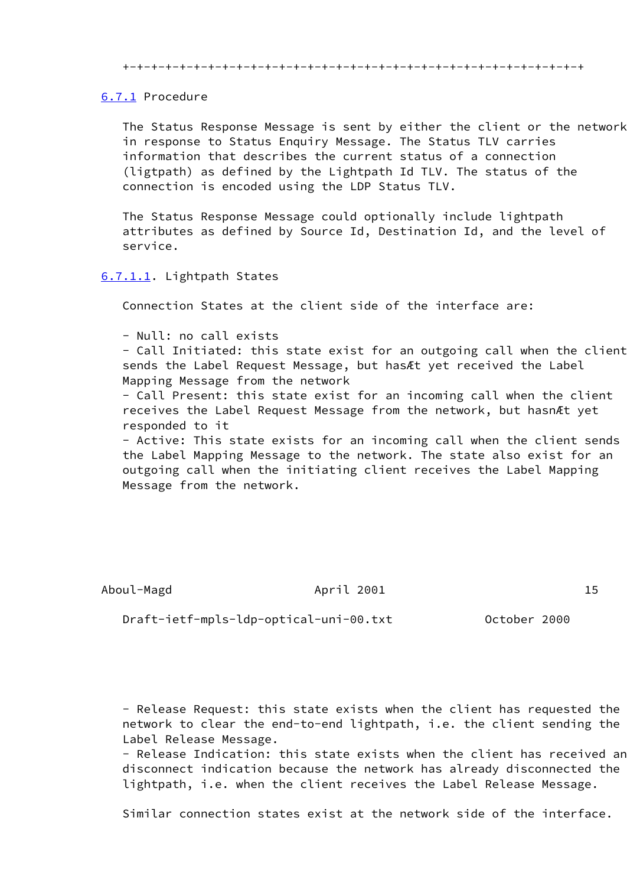+-+-+-+-+-+-+-+-+-+-+-+-+-+-+-+-+-+-+-+-+-+-+-+-+-+-+-+-+-+-+-+-+

### 6.7.1 Procedure

The Status Response Message is sent by either the client or the network in response to Status Enquiry Message. The Status TLV carries information that describes the current status of a connection (ligtpath) as defined by the Lightpath Id TLV. The status of the connection is encoded using the LDP Status TLV.

The Status Response Message could optionally include lightpath attributes as defined by Source Id, Destination Id, and the level of service.

#### 6.7.1.1. Lightpath States

Connection States at the client side of the interface are:

- Null: no call exists
- Call Initiated: this state exist for an outgoing call when the client sends the Label Request Message, but hasÆt yet received the Label Mapping Message from the network
- Call Present: this state exist for an incoming call when the client receives the Label Request Message from the network, but hasnÆt yet responded to it
- Active: This state exists for an incoming call when the client sends the Label Mapping Message to the network. The state also exist for an outgoing call when the initiating client receives the Label Mapping Message from the network.
- Release Request: this state exists when the client has requested the network to clear the end-to-end lightpath, i.e. the client sending the Label Release Message.
- Release Indication: this state exists when the client has received an disconnect indication because the network has already disconnected the lightpath, i.e. when the client receives the Label Release Message.

Similar connection states exist at the network side of the interface.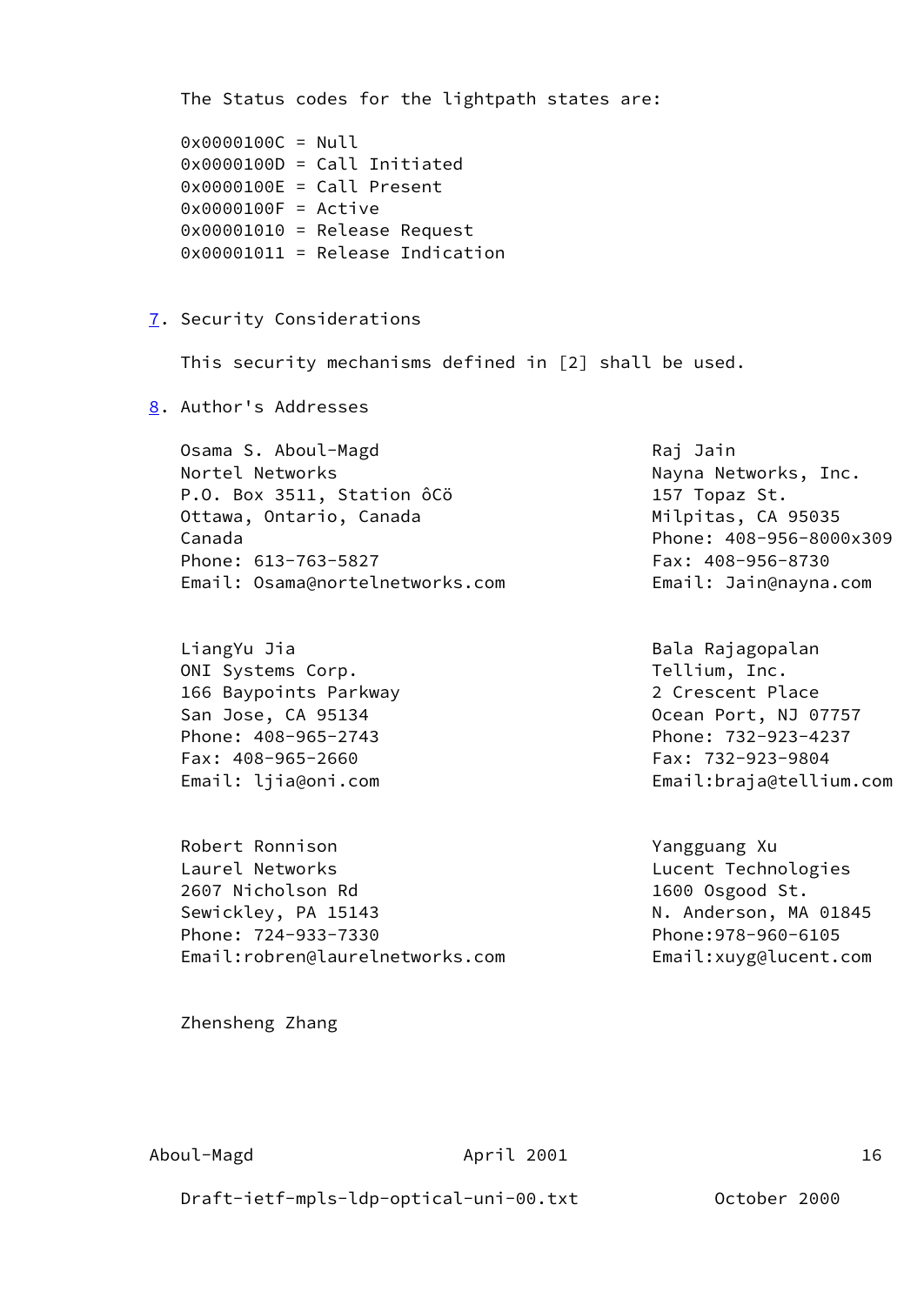The Status codes for the lightpath states are:

0x0000100C = Null
0x0000100D = Call Initiated
0x0000100E = Call Present
0x0000100F = Active
0x00001010 = Release Request
0x00001011 = Release Indication

## 7. Security Considerations

This security mechanisms defined in [2] shall be used.

## 8. Author's Addresses

Osama S. Aboul-Magd
Nortel Networks
P.O. Box 3511, Station ôCö
Ottawa, Ontario, Canada
Canada
Phone: 613-763-5827
Email: Osama@nortelnetworks.com

Raj Jain
Nayna Networks, Inc.
157 Topaz St.
Milpitas, CA 95035
Phone: 408-956-8000x309
Fax: 408-956-8730
Email: Jain@nayna.com

LiangYu Jia
ONI Systems Corp.
166 Baypoints Parkway
San Jose, CA 95134
Phone: 408-965-2743
Fax: 408-965-2660
Email: ljia@oni.com

Bala Rajagopalan
Tellium, Inc.
2 Crescent Place
Ocean Port, NJ 07757
Phone: 732-923-4237
Fax: 732-923-9804
Email:braja@tellium.com

Robert Ronnison
Laurel Networks
2607 Nicholson Rd
Sewickley, PA 15143
Phone: 724-933-7330
Email:robren@laurelnetworks.com

Yangguang Xu
Lucent Technologies
1600 Osgood St.
N. Anderson, MA 01845
Phone:978-960-6105
Email:xuyg@lucent.com

Zhensheng Zhang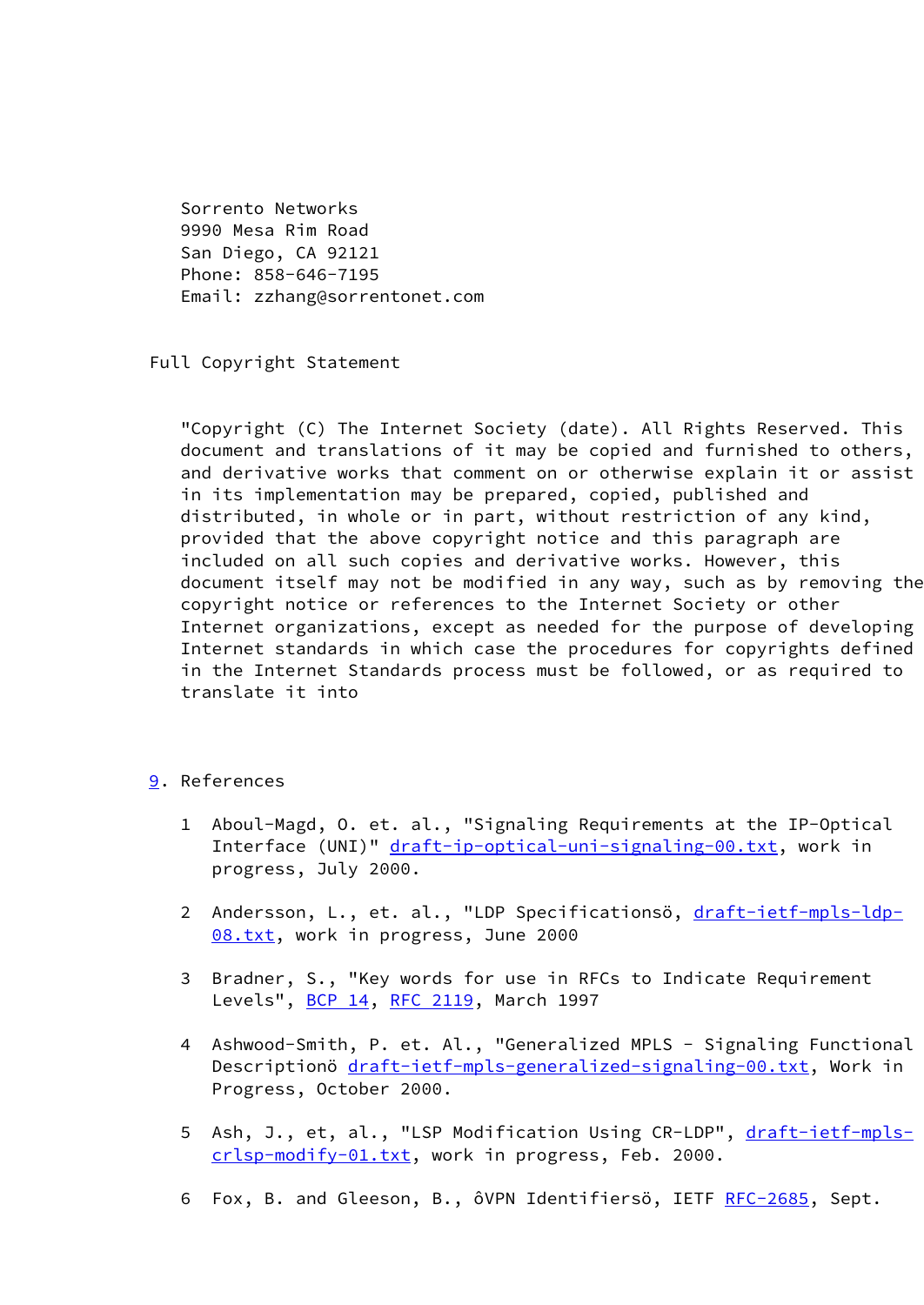Sorrento Networks
9990 Mesa Rim Road
San Diego, CA 92121
Phone: 858-646-7195
Email: zzhang@sorrentonet.com

## Full Copyright Statement

"Copyright (C) The Internet Society (date). All Rights Reserved. This document and translations of it may be copied and furnished to others, and derivative works that comment on or otherwise explain it or assist in its implementation may be prepared, copied, published and distributed, in whole or in part, without restriction of any kind, provided that the above copyright notice and this paragraph are included on all such copies and derivative works. However, this document itself may not be modified in any way, such as by removing the copyright notice or references to the Internet Society or other Internet organizations, except as needed for the purpose of developing Internet standards in which case the procedures for copyrights defined in the Internet Standards process must be followed, or as required to translate it into

## 9. References

1 Aboul-Magd, O. et. al., "Signaling Requirements at the IP-Optical Interface (UNI)" draft-ip-optical-uni-signaling-00.txt, work in progress, July 2000.

2 Andersson, L., et. al., "LDP Specificationsö, draft-ietf-mpls-ldp-08.txt, work in progress, June 2000

3 Bradner, S., "Key words for use in RFCs to Indicate Requirement Levels", BCP 14, RFC 2119, March 1997

4 Ashwood-Smith, P. et. Al., "Generalized MPLS - Signaling Functional Descriptionö draft-ietf-mpls-generalized-signaling-00.txt, Work in Progress, October 2000.

5 Ash, J., et, al., "LSP Modification Using CR-LDP", draft-ietf-mpls-crlsp-modify-01.txt, work in progress, Feb. 2000.

6 Fox, B. and Gleeson, B., ôVPN Identifiersö, IETF RFC-2685, Sept.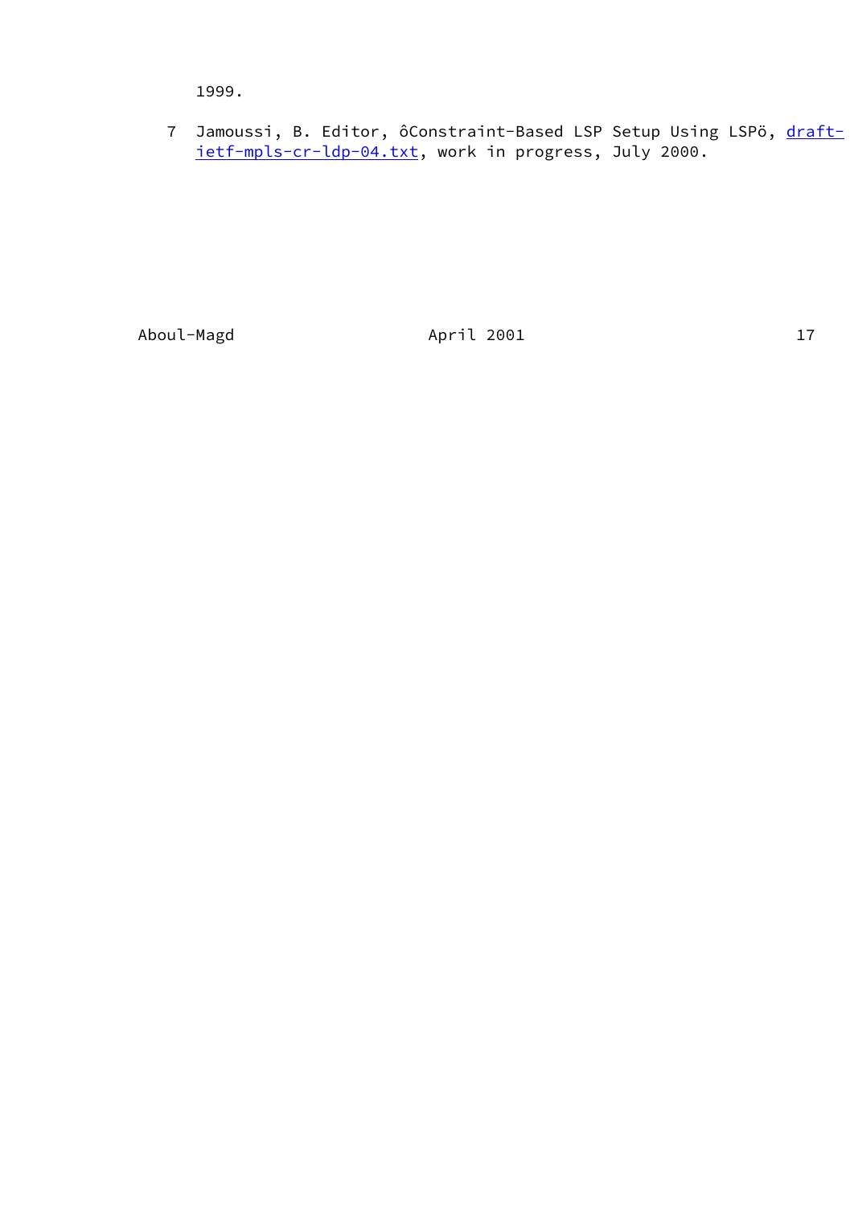1999.

7 Jamoussi, B. Editor, ôConstraint-Based LSP Setup Using LSPö, draft-ietf-mpls-cr-ldp-04.txt, work in progress, July 2000.